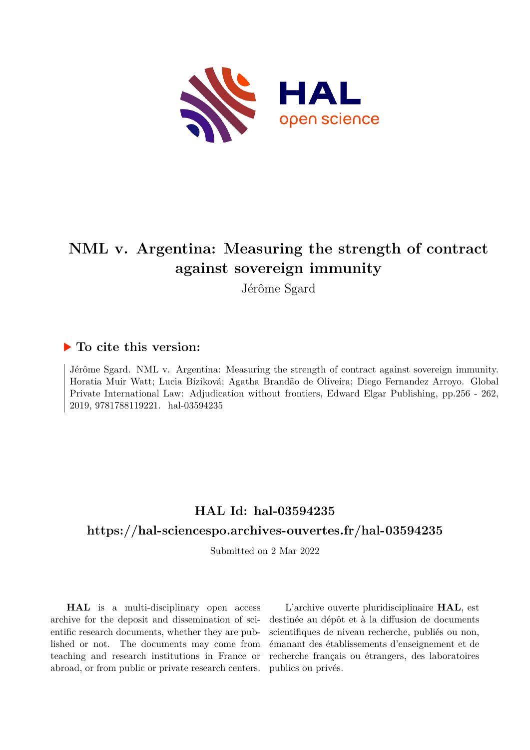# NML v. Argentina: Measuring the strength of contract against sovereign immunity

Jérôme Sgard

## ▶ To cite this version:

Jérôme Sgard. NML v. Argentina: Measuring the strength of contract against sovereign immunity. Horatia Muir Watt; Lucia Bíziková; Agatha Brandão de Oliveira; Diego Fernandez Arroyo. Global Private International Law: Adjudication without frontiers, Edward Elgar Publishing, pp.256 - 262, 2019, 9781788119221. hal-03594235

## HAL Id: hal-03594235

## https://hal-sciencespo.archives-ouvertes.fr/hal-03594235

Submitted on 2 Mar 2022

**HAL** is a multi-disciplinary open access archive for the deposit and dissemination of scientific research documents, whether they are published or not. The documents may come from teaching and research institutions in France or abroad, or from public or private research centers.

L'archive ouverte pluridisciplinaire **HAL**, est destinée au dépôt et à la diffusion de documents scientifiques de niveau recherche, publiés ou non, émanant des établissements d'enseignement et de recherche français ou étrangers, des laboratoires publics ou privés.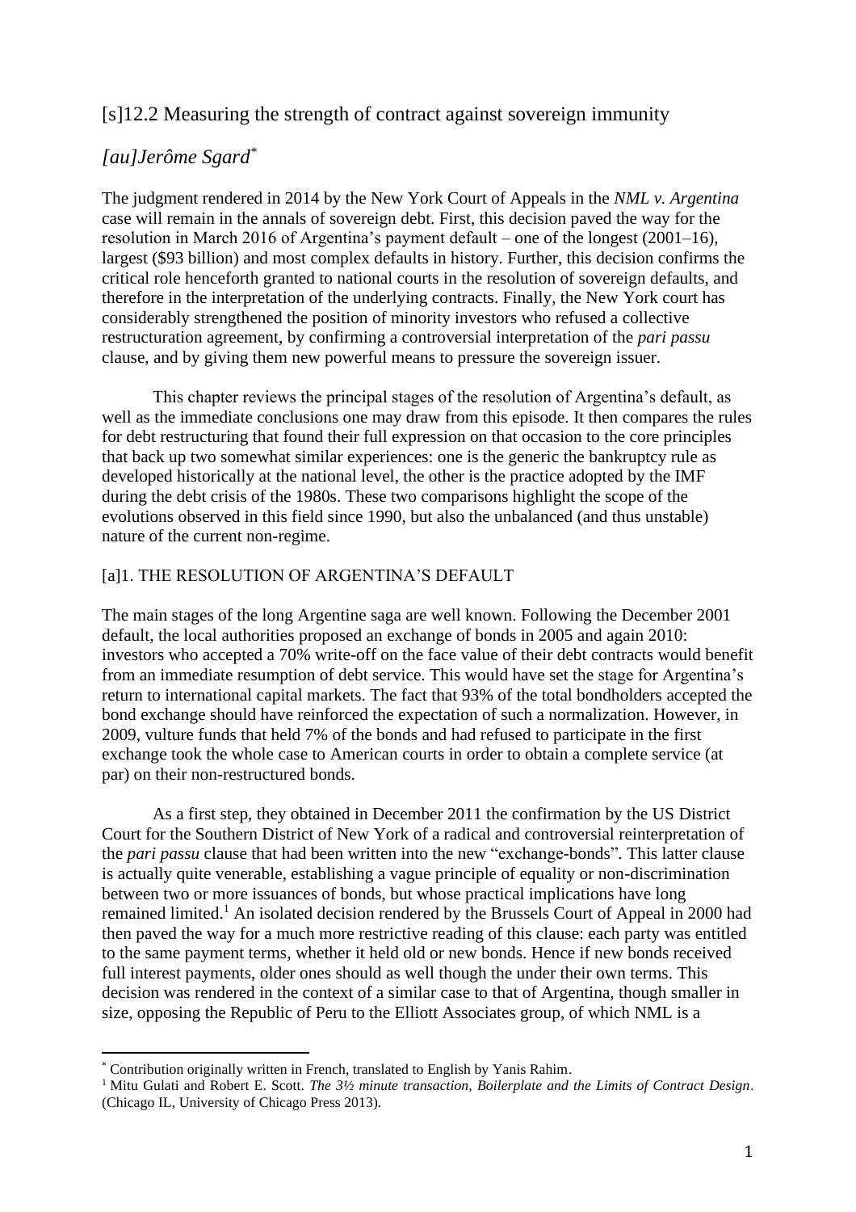# [s]12.2 Measuring the strength of contract against sovereign immunity

## *[au]Jerôme Sgard*[*]

The judgment rendered in 2014 by the New York Court of Appeals in the *NML v. Argentina* case will remain in the annals of sovereign debt. First, this decision paved the way for the resolution in March 2016 of Argentina's payment default – one of the longest (2001–16), largest ($93 billion) and most complex defaults in history. Further, this decision confirms the critical role henceforth granted to national courts in the resolution of sovereign defaults, and therefore in the interpretation of the underlying contracts. Finally, the New York court has considerably strengthened the position of minority investors who refused a collective restructuration agreement, by confirming a controversial interpretation of the *pari passu* clause, and by giving them new powerful means to pressure the sovereign issuer.

This chapter reviews the principal stages of the resolution of Argentina's default, as well as the immediate conclusions one may draw from this episode. It then compares the rules for debt restructuring that found their full expression on that occasion to the core principles that back up two somewhat similar experiences: one is the generic the bankruptcy rule as developed historically at the national level, the other is the practice adopted by the IMF during the debt crisis of the 1980s. These two comparisons highlight the scope of the evolutions observed in this field since 1990, but also the unbalanced (and thus unstable) nature of the current non-regime.

### [a]1. THE RESOLUTION OF ARGENTINA'S DEFAULT

The main stages of the long Argentine saga are well known. Following the December 2001 default, the local authorities proposed an exchange of bonds in 2005 and again 2010: investors who accepted a 70% write-off on the face value of their debt contracts would benefit from an immediate resumption of debt service. This would have set the stage for Argentina's return to international capital markets. The fact that 93% of the total bondholders accepted the bond exchange should have reinforced the expectation of such a normalization. However, in 2009, vulture funds that held 7% of the bonds and had refused to participate in the first exchange took the whole case to American courts in order to obtain a complete service (at par) on their non-restructured bonds.

As a first step, they obtained in December 2011 the confirmation by the US District Court for the Southern District of New York of a radical and controversial reinterpretation of the *pari passu* clause that had been written into the new "exchange-bonds". This latter clause is actually quite venerable, establishing a vague principle of equality or non-discrimination between two or more issuances of bonds, but whose practical implications have long remained limited.[1] An isolated decision rendered by the Brussels Court of Appeal in 2000 had then paved the way for a much more restrictive reading of this clause: each party was entitled to the same payment terms, whether it held old or new bonds. Hence if new bonds received full interest payments, older ones should as well though the under their own terms. This decision was rendered in the context of a similar case to that of Argentina, though smaller in size, opposing the Republic of Peru to the Elliott Associates group, of which NML is a

[*] Contribution originally written in French, translated to English by Yanis Rahim.

[1] Mitu Gulati and Robert E. Scott. *The 3½ minute transaction, Boilerplate and the Limits of Contract Design*. (Chicago IL, University of Chicago Press 2013).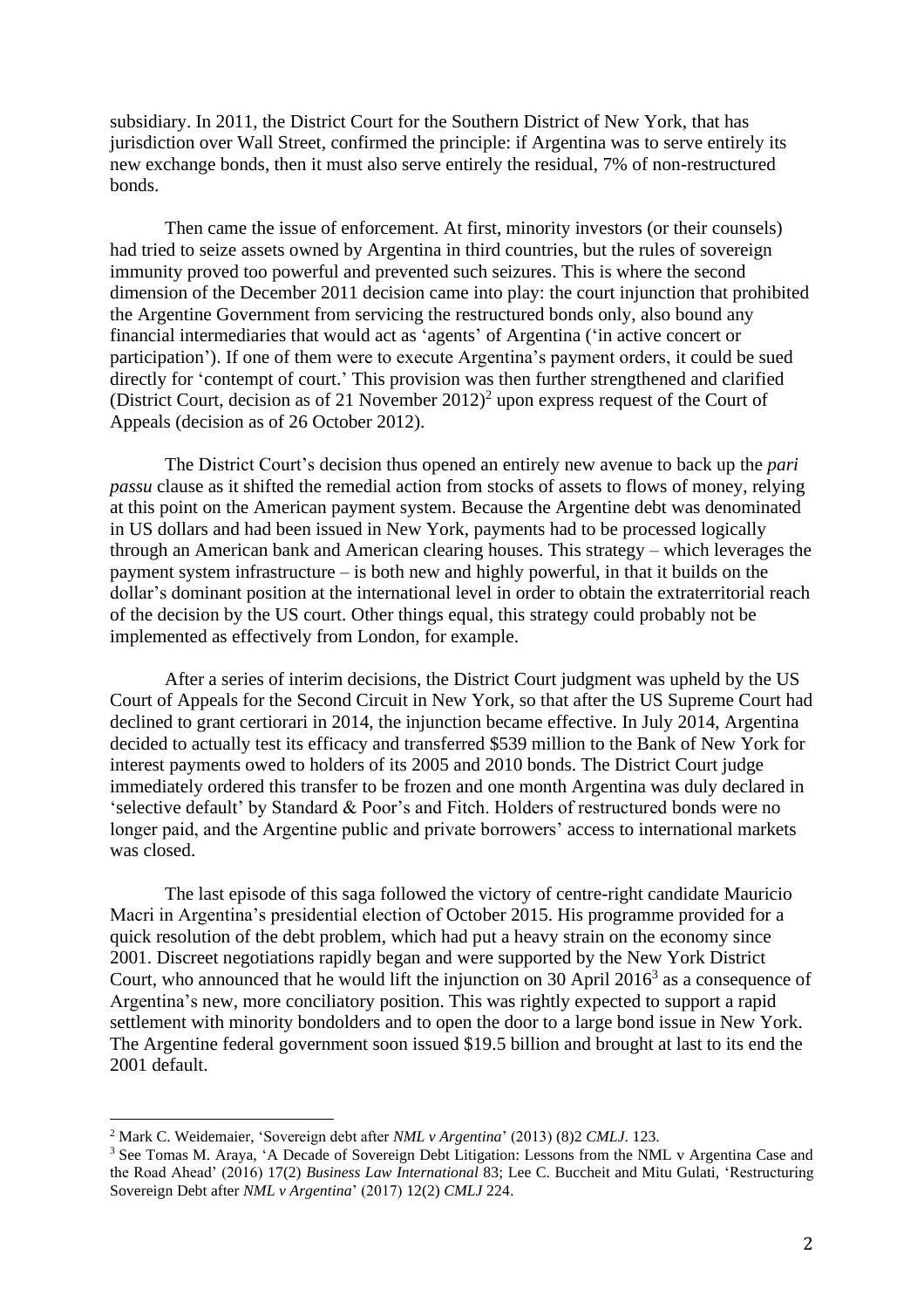subsidiary. In 2011, the District Court for the Southern District of New York, that has jurisdiction over Wall Street, confirmed the principle: if Argentina was to serve entirely its new exchange bonds, then it must also serve entirely the residual, 7% of non-restructured bonds.

Then came the issue of enforcement. At first, minority investors (or their counsels) had tried to seize assets owned by Argentina in third countries, but the rules of sovereign immunity proved too powerful and prevented such seizures. This is where the second dimension of the December 2011 decision came into play: the court injunction that prohibited the Argentine Government from servicing the restructured bonds only, also bound any financial intermediaries that would act as 'agents' of Argentina ('in active concert or participation'). If one of them were to execute Argentina's payment orders, it could be sued directly for 'contempt of court.' This provision was then further strengthened and clarified (District Court, decision as of 21 November 2012)[2] upon express request of the Court of Appeals (decision as of 26 October 2012).

The District Court's decision thus opened an entirely new avenue to back up the *pari passu* clause as it shifted the remedial action from stocks of assets to flows of money, relying at this point on the American payment system. Because the Argentine debt was denominated in US dollars and had been issued in New York, payments had to be processed logically through an American bank and American clearing houses. This strategy – which leverages the payment system infrastructure – is both new and highly powerful, in that it builds on the dollar's dominant position at the international level in order to obtain the extraterritorial reach of the decision by the US court. Other things equal, this strategy could probably not be implemented as effectively from London, for example.

After a series of interim decisions, the District Court judgment was upheld by the US Court of Appeals for the Second Circuit in New York, so that after the US Supreme Court had declined to grant certiorari in 2014, the injunction became effective. In July 2014, Argentina decided to actually test its efficacy and transferred $539 million to the Bank of New York for interest payments owed to holders of its 2005 and 2010 bonds. The District Court judge immediately ordered this transfer to be frozen and one month Argentina was duly declared in 'selective default' by Standard & Poor's and Fitch. Holders of restructured bonds were no longer paid, and the Argentine public and private borrowers' access to international markets was closed.

The last episode of this saga followed the victory of centre-right candidate Mauricio Macri in Argentina's presidential election of October 2015. His programme provided for a quick resolution of the debt problem, which had put a heavy strain on the economy since 2001. Discreet negotiations rapidly began and were supported by the New York District Court, who announced that he would lift the injunction on 30 April 2016[3] as a consequence of Argentina's new, more conciliatory position. This was rightly expected to support a rapid settlement with minority bondolders and to open the door to a large bond issue in New York. The Argentine federal government soon issued $19.5 billion and brought at last to its end the 2001 default.

---

[2] Mark C. Weidemaier, 'Sovereign debt after *NML v Argentina*' (2013) (8)2 *CMLJ*. 123.

[3] See Tomas M. Araya, 'A Decade of Sovereign Debt Litigation: Lessons from the NML v Argentina Case and the Road Ahead' (2016) 17(2) *Business Law International* 83; Lee C. Buccheit and Mitu Gulati, 'Restructuring Sovereign Debt after *NML v Argentina*' (2017) 12(2) *CMLJ* 224.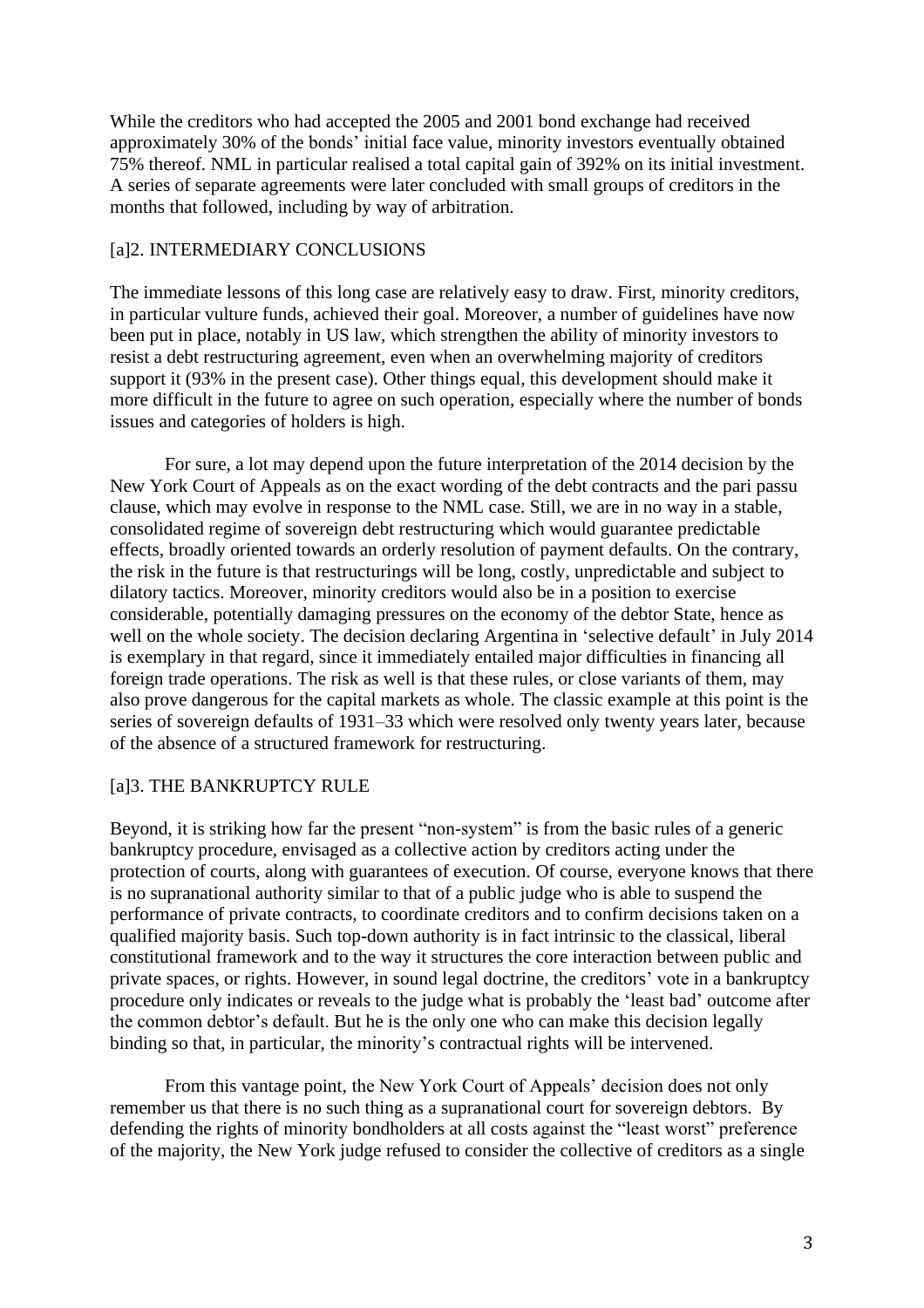While the creditors who had accepted the 2005 and 2001 bond exchange had received approximately 30% of the bonds' initial face value, minority investors eventually obtained 75% thereof. NML in particular realised a total capital gain of 392% on its initial investment. A series of separate agreements were later concluded with small groups of creditors in the months that followed, including by way of arbitration.

## [a]2. INTERMEDIARY CONCLUSIONS

The immediate lessons of this long case are relatively easy to draw. First, minority creditors, in particular vulture funds, achieved their goal. Moreover, a number of guidelines have now been put in place, notably in US law, which strengthen the ability of minority investors to resist a debt restructuring agreement, even when an overwhelming majority of creditors support it (93% in the present case). Other things equal, this development should make it more difficult in the future to agree on such operation, especially where the number of bonds issues and categories of holders is high.

For sure, a lot may depend upon the future interpretation of the 2014 decision by the New York Court of Appeals as on the exact wording of the debt contracts and the pari passu clause, which may evolve in response to the NML case. Still, we are in no way in a stable, consolidated regime of sovereign debt restructuring which would guarantee predictable effects, broadly oriented towards an orderly resolution of payment defaults. On the contrary, the risk in the future is that restructurings will be long, costly, unpredictable and subject to dilatory tactics. Moreover, minority creditors would also be in a position to exercise considerable, potentially damaging pressures on the economy of the debtor State, hence as well on the whole society. The decision declaring Argentina in 'selective default' in July 2014 is exemplary in that regard, since it immediately entailed major difficulties in financing all foreign trade operations. The risk as well is that these rules, or close variants of them, may also prove dangerous for the capital markets as whole. The classic example at this point is the series of sovereign defaults of 1931–33 which were resolved only twenty years later, because of the absence of a structured framework for restructuring.

## [a]3. THE BANKRUPTCY RULE

Beyond, it is striking how far the present "non-system" is from the basic rules of a generic bankruptcy procedure, envisaged as a collective action by creditors acting under the protection of courts, along with guarantees of execution. Of course, everyone knows that there is no supranational authority similar to that of a public judge who is able to suspend the performance of private contracts, to coordinate creditors and to confirm decisions taken on a qualified majority basis. Such top-down authority is in fact intrinsic to the classical, liberal constitutional framework and to the way it structures the core interaction between public and private spaces, or rights. However, in sound legal doctrine, the creditors' vote in a bankruptcy procedure only indicates or reveals to the judge what is probably the 'least bad' outcome after the common debtor's default. But he is the only one who can make this decision legally binding so that, in particular, the minority's contractual rights will be intervened.

From this vantage point, the New York Court of Appeals' decision does not only remember us that there is no such thing as a supranational court for sovereign debtors. By defending the rights of minority bondholders at all costs against the "least worst" preference of the majority, the New York judge refused to consider the collective of creditors as a single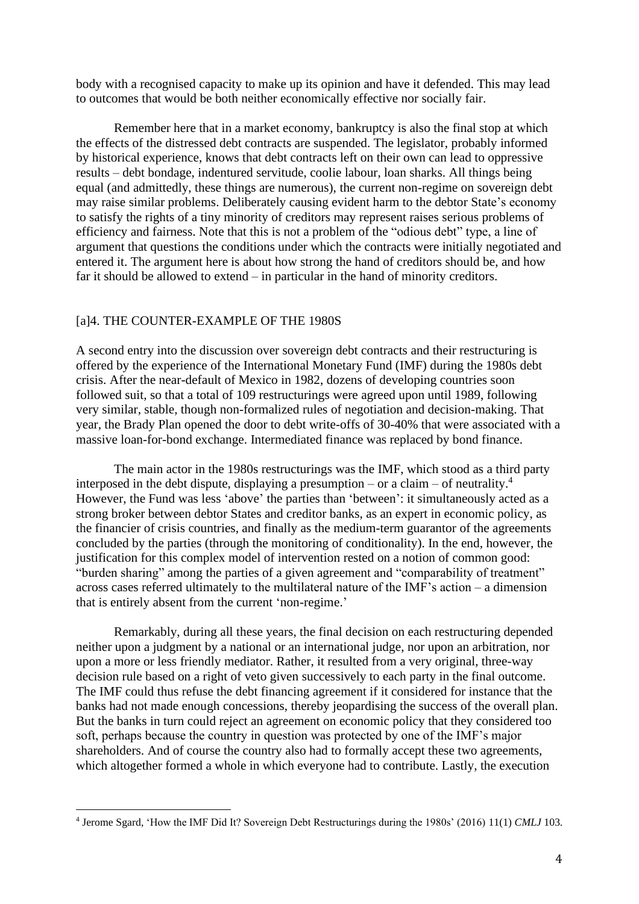body with a recognised capacity to make up its opinion and have it defended. This may lead to outcomes that would be both neither economically effective nor socially fair.

Remember here that in a market economy, bankruptcy is also the final stop at which the effects of the distressed debt contracts are suspended. The legislator, probably informed by historical experience, knows that debt contracts left on their own can lead to oppressive results – debt bondage, indentured servitude, coolie labour, loan sharks. All things being equal (and admittedly, these things are numerous), the current non-regime on sovereign debt may raise similar problems. Deliberately causing evident harm to the debtor State's economy to satisfy the rights of a tiny minority of creditors may represent raises serious problems of efficiency and fairness. Note that this is not a problem of the "odious debt" type, a line of argument that questions the conditions under which the contracts were initially negotiated and entered it. The argument here is about how strong the hand of creditors should be, and how far it should be allowed to extend – in particular in the hand of minority creditors.

## [a]4. THE COUNTER-EXAMPLE OF THE 1980S

A second entry into the discussion over sovereign debt contracts and their restructuring is offered by the experience of the International Monetary Fund (IMF) during the 1980s debt crisis. After the near-default of Mexico in 1982, dozens of developing countries soon followed suit, so that a total of 109 restructurings were agreed upon until 1989, following very similar, stable, though non-formalized rules of negotiation and decision-making. That year, the Brady Plan opened the door to debt write-offs of 30-40% that were associated with a massive loan-for-bond exchange. Intermediated finance was replaced by bond finance.

The main actor in the 1980s restructurings was the IMF, which stood as a third party interposed in the debt dispute, displaying a presumption – or a claim – of neutrality.[4] However, the Fund was less 'above' the parties than 'between': it simultaneously acted as a strong broker between debtor States and creditor banks, as an expert in economic policy, as the financier of crisis countries, and finally as the medium-term guarantor of the agreements concluded by the parties (through the monitoring of conditionality). In the end, however, the justification for this complex model of intervention rested on a notion of common good: "burden sharing" among the parties of a given agreement and "comparability of treatment" across cases referred ultimately to the multilateral nature of the IMF's action – a dimension that is entirely absent from the current 'non-regime.'

Remarkably, during all these years, the final decision on each restructuring depended neither upon a judgment by a national or an international judge, nor upon an arbitration, nor upon a more or less friendly mediator. Rather, it resulted from a very original, three-way decision rule based on a right of veto given successively to each party in the final outcome. The IMF could thus refuse the debt financing agreement if it considered for instance that the banks had not made enough concessions, thereby jeopardising the success of the overall plan. But the banks in turn could reject an agreement on economic policy that they considered too soft, perhaps because the country in question was protected by one of the IMF's major shareholders. And of course the country also had to formally accept these two agreements, which altogether formed a whole in which everyone had to contribute. Lastly, the execution

---

[4] Jerome Sgard, 'How the IMF Did It? Sovereign Debt Restructurings during the 1980s' (2016) 11(1) *CMLJ* 103.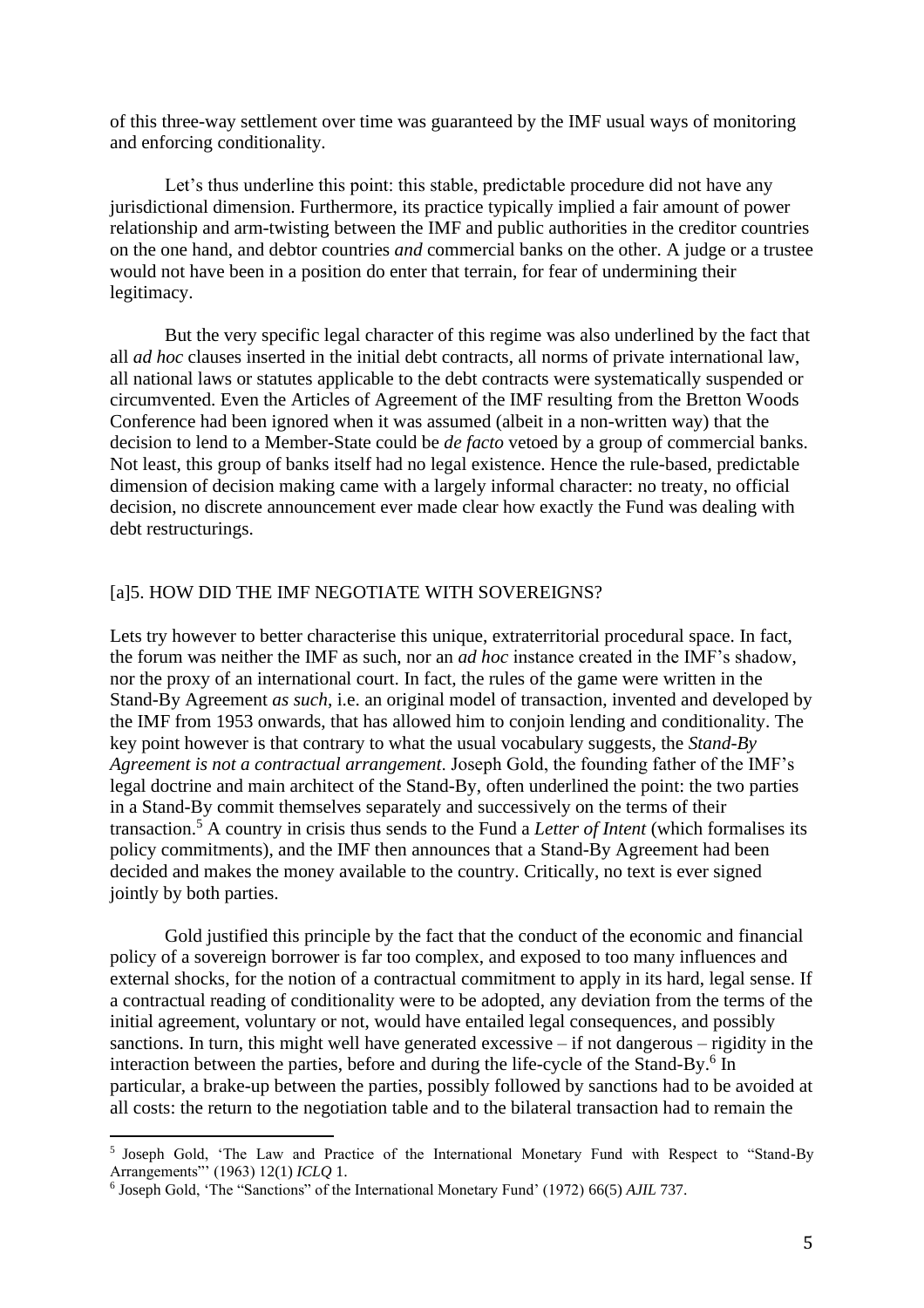of this three-way settlement over time was guaranteed by the IMF usual ways of monitoring and enforcing conditionality.

Let's thus underline this point: this stable, predictable procedure did not have any jurisdictional dimension. Furthermore, its practice typically implied a fair amount of power relationship and arm-twisting between the IMF and public authorities in the creditor countries on the one hand, and debtor countries *and* commercial banks on the other. A judge or a trustee would not have been in a position do enter that terrain, for fear of undermining their legitimacy.

But the very specific legal character of this regime was also underlined by the fact that all *ad hoc* clauses inserted in the initial debt contracts, all norms of private international law, all national laws or statutes applicable to the debt contracts were systematically suspended or circumvented. Even the Articles of Agreement of the IMF resulting from the Bretton Woods Conference had been ignored when it was assumed (albeit in a non-written way) that the decision to lend to a Member-State could be *de facto* vetoed by a group of commercial banks. Not least, this group of banks itself had no legal existence. Hence the rule-based, predictable dimension of decision making came with a largely informal character: no treaty, no official decision, no discrete announcement ever made clear how exactly the Fund was dealing with debt restructurings.

## [a]5. HOW DID THE IMF NEGOTIATE WITH SOVEREIGNS?

Lets try however to better characterise this unique, extraterritorial procedural space. In fact, the forum was neither the IMF as such, nor an *ad hoc* instance created in the IMF's shadow, nor the proxy of an international court. In fact, the rules of the game were written in the Stand-By Agreement *as such*, i.e. an original model of transaction, invented and developed by the IMF from 1953 onwards, that has allowed him to conjoin lending and conditionality. The key point however is that contrary to what the usual vocabulary suggests, the *Stand-By Agreement is not a contractual arrangement*. Joseph Gold, the founding father of the IMF's legal doctrine and main architect of the Stand-By, often underlined the point: the two parties in a Stand-By commit themselves separately and successively on the terms of their transaction.[5] A country in crisis thus sends to the Fund a *Letter of Intent* (which formalises its policy commitments), and the IMF then announces that a Stand-By Agreement had been decided and makes the money available to the country. Critically, no text is ever signed jointly by both parties.

Gold justified this principle by the fact that the conduct of the economic and financial policy of a sovereign borrower is far too complex, and exposed to too many influences and external shocks, for the notion of a contractual commitment to apply in its hard, legal sense. If a contractual reading of conditionality were to be adopted, any deviation from the terms of the initial agreement, voluntary or not, would have entailed legal consequences, and possibly sanctions. In turn, this might well have generated excessive – if not dangerous – rigidity in the interaction between the parties, before and during the life-cycle of the Stand-By.[6] In particular, a brake-up between the parties, possibly followed by sanctions had to be avoided at all costs: the return to the negotiation table and to the bilateral transaction had to remain the

[5] Joseph Gold, 'The Law and Practice of the International Monetary Fund with Respect to "Stand-By Arrangements"' (1963) 12(1) *ICLQ* 1.

[6] Joseph Gold, 'The "Sanctions" of the International Monetary Fund' (1972) 66(5) *AJIL* 737.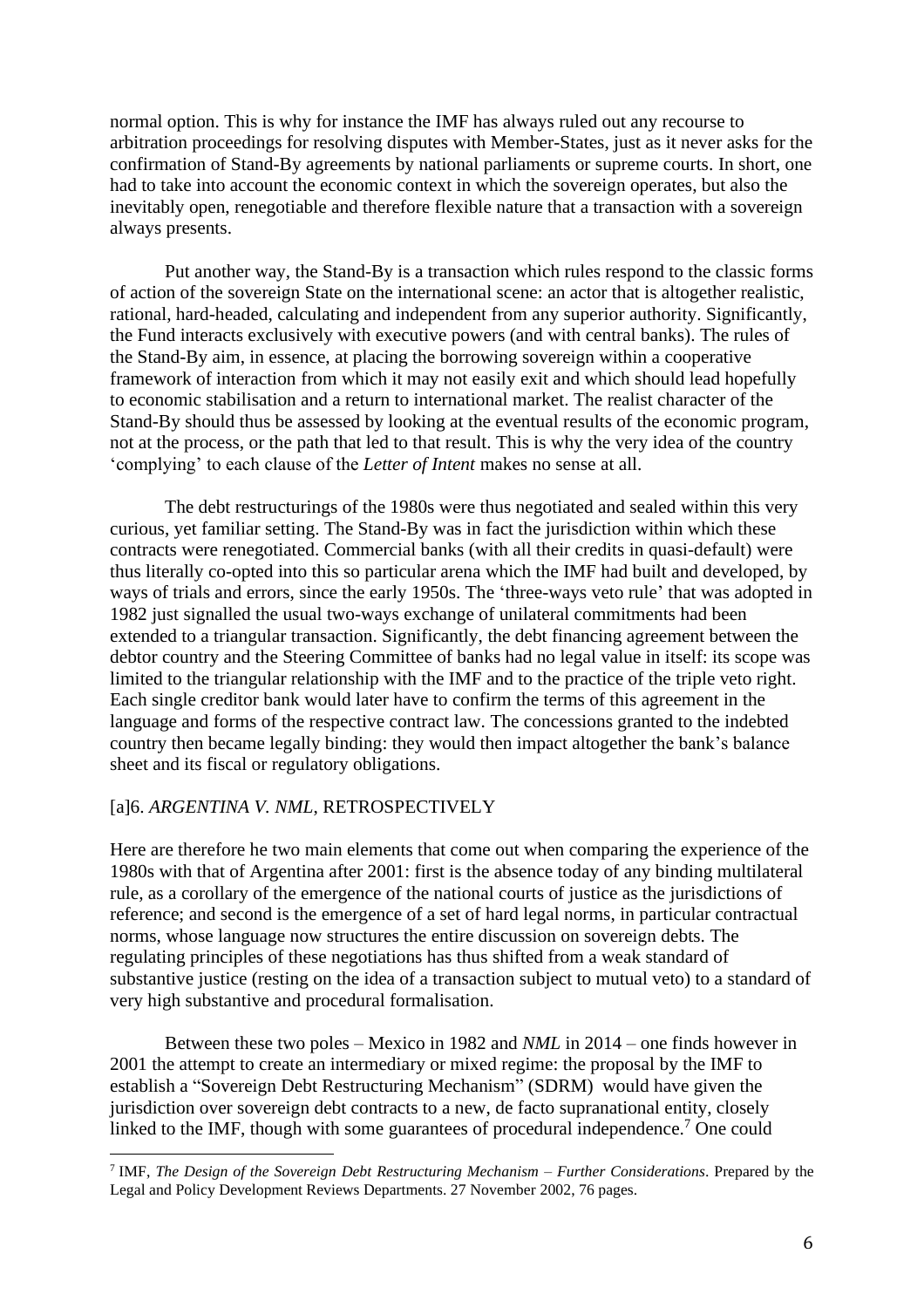normal option. This is why for instance the IMF has always ruled out any recourse to arbitration proceedings for resolving disputes with Member-States, just as it never asks for the confirmation of Stand-By agreements by national parliaments or supreme courts. In short, one had to take into account the economic context in which the sovereign operates, but also the inevitably open, renegotiable and therefore flexible nature that a transaction with a sovereign always presents.

Put another way, the Stand-By is a transaction which rules respond to the classic forms of action of the sovereign State on the international scene: an actor that is altogether realistic, rational, hard-headed, calculating and independent from any superior authority. Significantly, the Fund interacts exclusively with executive powers (and with central banks). The rules of the Stand-By aim, in essence, at placing the borrowing sovereign within a cooperative framework of interaction from which it may not easily exit and which should lead hopefully to economic stabilisation and a return to international market. The realist character of the Stand-By should thus be assessed by looking at the eventual results of the economic program, not at the process, or the path that led to that result. This is why the very idea of the country 'complying' to each clause of the *Letter of Intent* makes no sense at all.

The debt restructurings of the 1980s were thus negotiated and sealed within this very curious, yet familiar setting. The Stand-By was in fact the jurisdiction within which these contracts were renegotiated. Commercial banks (with all their credits in quasi-default) were thus literally co-opted into this so particular arena which the IMF had built and developed, by ways of trials and errors, since the early 1950s. The 'three-ways veto rule' that was adopted in 1982 just signalled the usual two-ways exchange of unilateral commitments had been extended to a triangular transaction. Significantly, the debt financing agreement between the debtor country and the Steering Committee of banks had no legal value in itself: its scope was limited to the triangular relationship with the IMF and to the practice of the triple veto right. Each single creditor bank would later have to confirm the terms of this agreement in the language and forms of the respective contract law. The concessions granted to the indebted country then became legally binding: they would then impact altogether the bank's balance sheet and its fiscal or regulatory obligations.

## [a]6. *ARGENTINA V. NML*, RETROSPECTIVELY

Here are therefore he two main elements that come out when comparing the experience of the 1980s with that of Argentina after 2001: first is the absence today of any binding multilateral rule, as a corollary of the emergence of the national courts of justice as the jurisdictions of reference; and second is the emergence of a set of hard legal norms, in particular contractual norms, whose language now structures the entire discussion on sovereign debts. The regulating principles of these negotiations has thus shifted from a weak standard of substantive justice (resting on the idea of a transaction subject to mutual veto) to a standard of very high substantive and procedural formalisation.

Between these two poles – Mexico in 1982 and *NML* in 2014 – one finds however in 2001 the attempt to create an intermediary or mixed regime: the proposal by the IMF to establish a "Sovereign Debt Restructuring Mechanism" (SDRM) would have given the jurisdiction over sovereign debt contracts to a new, de facto supranational entity, closely linked to the IMF, though with some guarantees of procedural independence.[7] One could

[7] IMF, *The Design of the Sovereign Debt Restructuring Mechanism – Further Considerations*. Prepared by the Legal and Policy Development Reviews Departments. 27 November 2002, 76 pages.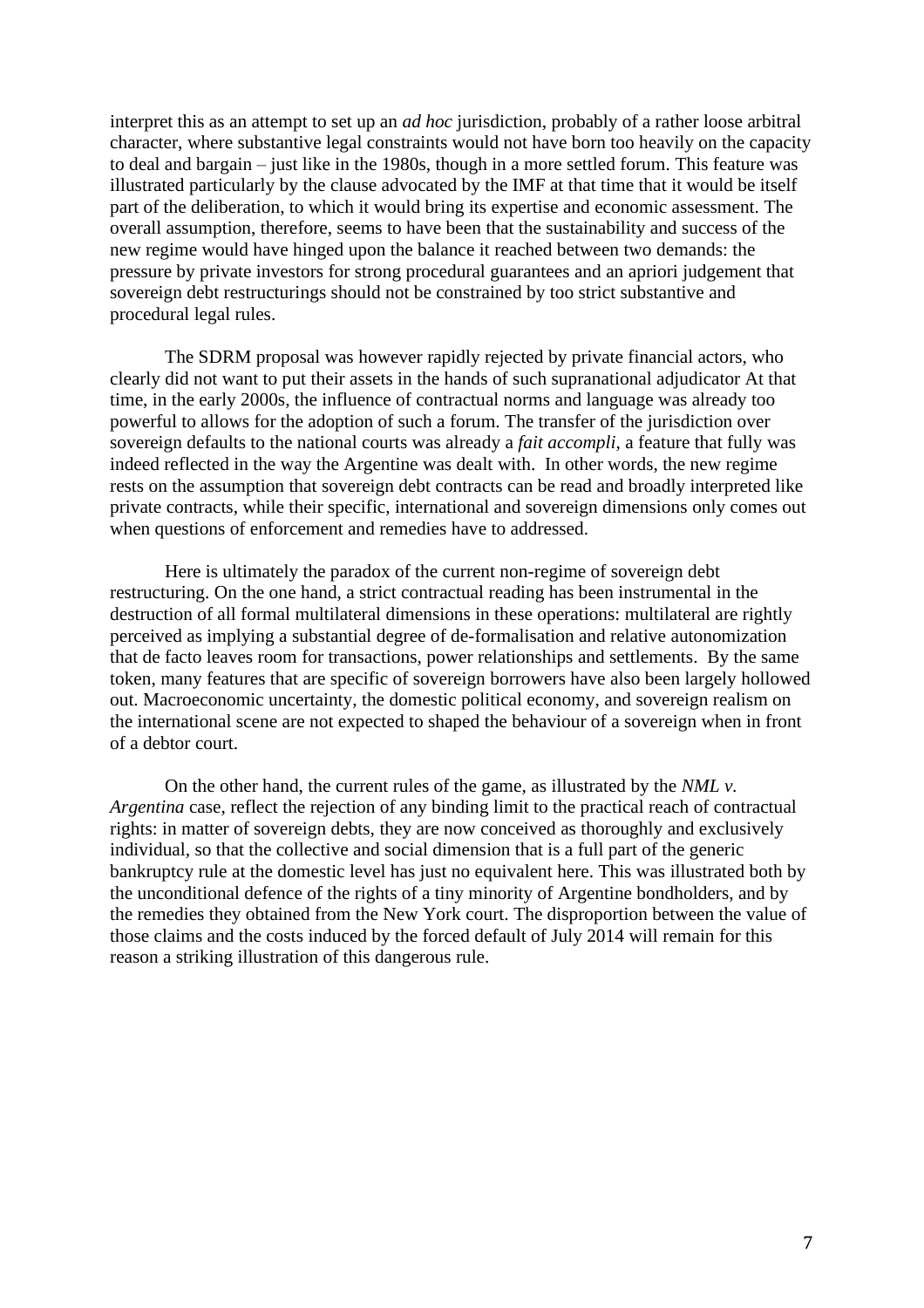interpret this as an attempt to set up an *ad hoc* jurisdiction, probably of a rather loose arbitral character, where substantive legal constraints would not have born too heavily on the capacity to deal and bargain – just like in the 1980s, though in a more settled forum. This feature was illustrated particularly by the clause advocated by the IMF at that time that it would be itself part of the deliberation, to which it would bring its expertise and economic assessment. The overall assumption, therefore, seems to have been that the sustainability and success of the new regime would have hinged upon the balance it reached between two demands: the pressure by private investors for strong procedural guarantees and an apriori judgement that sovereign debt restructurings should not be constrained by too strict substantive and procedural legal rules.

The SDRM proposal was however rapidly rejected by private financial actors, who clearly did not want to put their assets in the hands of such supranational adjudicator At that time, in the early 2000s, the influence of contractual norms and language was already too powerful to allows for the adoption of such a forum. The transfer of the jurisdiction over sovereign defaults to the national courts was already a *fait accompli*, a feature that fully was indeed reflected in the way the Argentine was dealt with. In other words, the new regime rests on the assumption that sovereign debt contracts can be read and broadly interpreted like private contracts, while their specific, international and sovereign dimensions only comes out when questions of enforcement and remedies have to addressed.

Here is ultimately the paradox of the current non-regime of sovereign debt restructuring. On the one hand, a strict contractual reading has been instrumental in the destruction of all formal multilateral dimensions in these operations: multilateral are rightly perceived as implying a substantial degree of de-formalisation and relative autonomization that de facto leaves room for transactions, power relationships and settlements. By the same token, many features that are specific of sovereign borrowers have also been largely hollowed out. Macroeconomic uncertainty, the domestic political economy, and sovereign realism on the international scene are not expected to shaped the behaviour of a sovereign when in front of a debtor court.

On the other hand, the current rules of the game, as illustrated by the *NML v. Argentina* case, reflect the rejection of any binding limit to the practical reach of contractual rights: in matter of sovereign debts, they are now conceived as thoroughly and exclusively individual, so that the collective and social dimension that is a full part of the generic bankruptcy rule at the domestic level has just no equivalent here. This was illustrated both by the unconditional defence of the rights of a tiny minority of Argentine bondholders, and by the remedies they obtained from the New York court. The disproportion between the value of those claims and the costs induced by the forced default of July 2014 will remain for this reason a striking illustration of this dangerous rule.